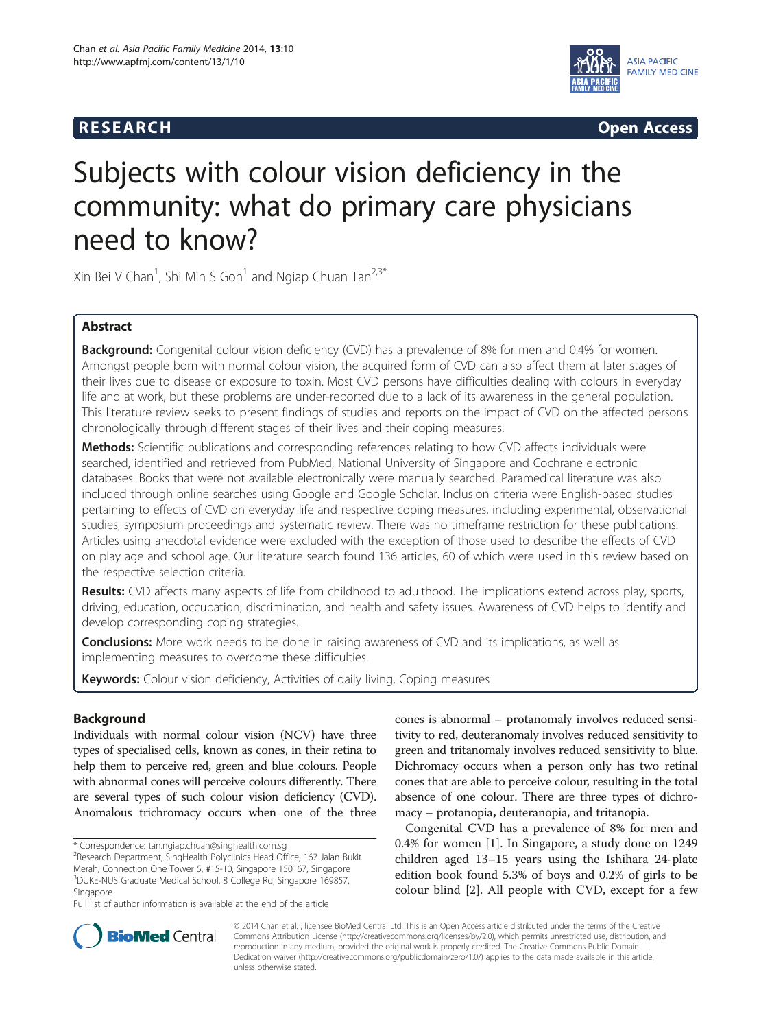RESEARCH Open Access

# Subjects with colour vision deficiency in the community: what do primary care physicians need to know?

Xin Bei V Chan[1], Shi Min S Goh[1] and Ngiap Chuan Tan[2,3*]

## Abstract

**Background:** Congenital colour vision deficiency (CVD) has a prevalence of 8% for men and 0.4% for women. Amongst people born with normal colour vision, the acquired form of CVD can also affect them at later stages of their lives due to disease or exposure to toxin. Most CVD persons have difficulties dealing with colours in everyday life and at work, but these problems are under-reported due to a lack of its awareness in the general population. This literature review seeks to present findings of studies and reports on the impact of CVD on the affected persons chronologically through different stages of their lives and their coping measures.

**Methods:** Scientific publications and corresponding references relating to how CVD affects individuals were searched, identified and retrieved from PubMed, National University of Singapore and Cochrane electronic databases. Books that were not available electronically were manually searched. Paramedical literature was also included through online searches using Google and Google Scholar. Inclusion criteria were English-based studies pertaining to effects of CVD on everyday life and respective coping measures, including experimental, observational studies, symposium proceedings and systematic review. There was no timeframe restriction for these publications. Articles using anecdotal evidence were excluded with the exception of those used to describe the effects of CVD on play age and school age. Our literature search found 136 articles, 60 of which were used in this review based on the respective selection criteria.

**Results:** CVD affects many aspects of life from childhood to adulthood. The implications extend across play, sports, driving, education, occupation, discrimination, and health and safety issues. Awareness of CVD helps to identify and develop corresponding coping strategies.

**Conclusions:** More work needs to be done in raising awareness of CVD and its implications, as well as implementing measures to overcome these difficulties.

**Keywords:** Colour vision deficiency, Activities of daily living, Coping measures

## Background

Individuals with normal colour vision (NCV) have three types of specialised cells, known as cones, in their retina to help them to perceive red, green and blue colours. People with abnormal cones will perceive colours differently. There are several types of such colour vision deficiency (CVD). Anomalous trichromacy occurs when one of the three cones is abnormal – protanomaly involves reduced sensitivity to red, deuteranomaly involves reduced sensitivity to green and tritanomaly involves reduced sensitivity to blue. Dichromacy occurs when a person only has two retinal cones that are able to perceive colour, resulting in the total absence of one colour. There are three types of dichromacy – protanopia, deuteranopia, and tritanopia.

Congenital CVD has a prevalence of 8% for men and 0.4% for women [1]. In Singapore, a study done on 1249 children aged 13–15 years using the Ishihara 24-plate edition book found 5.3% of boys and 0.2% of girls to be colour blind [2]. All people with CVD, except for a few

\* Correspondence: tan.ngiap.chuan@singhealth.com.sg
[2]Research Department, SingHealth Polyclinics Head Office, 167 Jalan Bukit Merah, Connection One Tower 5, #15-10, Singapore 150167, Singapore
[3]DUKE-NUS Graduate Medical School, 8 College Rd, Singapore 169857, Singapore
Full list of author information is available at the end of the article

© 2014 Chan et al.; licensee BioMed Central Ltd. This is an Open Access article distributed under the terms of the Creative Commons Attribution License (http://creativecommons.org/licenses/by/2.0), which permits unrestricted use, distribution, and reproduction in any medium, provided the original work is properly credited. The Creative Commons Public Domain Dedication waiver (http://creativecommons.org/publicdomain/zero/1.0/) applies to the data made available in this article, unless otherwise stated.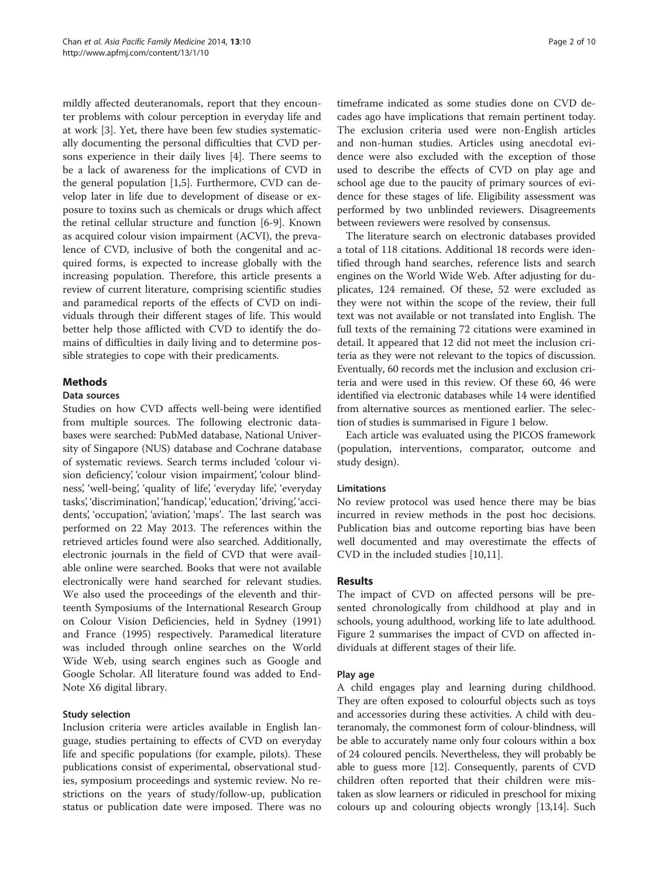mildly affected deuteranomals, report that they encounter problems with colour perception in everyday life and at work [3]. Yet, there have been few studies systematically documenting the personal difficulties that CVD persons experience in their daily lives [4]. There seems to be a lack of awareness for the implications of CVD in the general population [1,5]. Furthermore, CVD can develop later in life due to development of disease or exposure to toxins such as chemicals or drugs which affect the retinal cellular structure and function [6-9]. Known as acquired colour vision impairment (ACVI), the prevalence of CVD, inclusive of both the congenital and acquired forms, is expected to increase globally with the increasing population. Therefore, this article presents a review of current literature, comprising scientific studies and paramedical reports of the effects of CVD on individuals through their different stages of life. This would better help those afflicted with CVD to identify the domains of difficulties in daily living and to determine possible strategies to cope with their predicaments.

## Methods

### Data sources

Studies on how CVD affects well-being were identified from multiple sources. The following electronic databases were searched: PubMed database, National University of Singapore (NUS) database and Cochrane database of systematic reviews. Search terms included 'colour vision deficiency', 'colour vision impairment', 'colour blindness', 'well-being', 'quality of life', 'everyday life', 'everyday tasks', 'discrimination', 'handicap', 'education', 'driving', 'accidents', 'occupation', 'aviation', 'maps'. The last search was performed on 22 May 2013. The references within the retrieved articles found were also searched. Additionally, electronic journals in the field of CVD that were available online were searched. Books that were not available electronically were hand searched for relevant studies. We also used the proceedings of the eleventh and thirteenth Symposiums of the International Research Group on Colour Vision Deficiencies, held in Sydney (1991) and France (1995) respectively. Paramedical literature was included through online searches on the World Wide Web, using search engines such as Google and Google Scholar. All literature found was added to EndNote X6 digital library.

### Study selection

Inclusion criteria were articles available in English language, studies pertaining to effects of CVD on everyday life and specific populations (for example, pilots). These publications consist of experimental, observational studies, symposium proceedings and systemic review. No restrictions on the years of study/follow-up, publication status or publication date were imposed. There was no timeframe indicated as some studies done on CVD decades ago have implications that remain pertinent today. The exclusion criteria used were non-English articles and non-human studies. Articles using anecdotal evidence were also excluded with the exception of those used to describe the effects of CVD on play age and school age due to the paucity of primary sources of evidence for these stages of life. Eligibility assessment was performed by two unblinded reviewers. Disagreements between reviewers were resolved by consensus.

The literature search on electronic databases provided a total of 118 citations. Additional 18 records were identified through hand searches, reference lists and search engines on the World Wide Web. After adjusting for duplicates, 124 remained. Of these, 52 were excluded as they were not within the scope of the review, their full text was not available or not translated into English. The full texts of the remaining 72 citations were examined in detail. It appeared that 12 did not meet the inclusion criteria as they were not relevant to the topics of discussion. Eventually, 60 records met the inclusion and exclusion criteria and were used in this review. Of these 60, 46 were identified via electronic databases while 14 were identified from alternative sources as mentioned earlier. The selection of studies is summarised in Figure 1 below.

Each article was evaluated using the PICOS framework (population, interventions, comparator, outcome and study design).

### Limitations

No review protocol was used hence there may be bias incurred in review methods in the post hoc decisions. Publication bias and outcome reporting bias have been well documented and may overestimate the effects of CVD in the included studies [10,11].

## Results

The impact of CVD on affected persons will be presented chronologically from childhood at play and in schools, young adulthood, working life to late adulthood. Figure 2 summarises the impact of CVD on affected individuals at different stages of their life.

### Play age

A child engages play and learning during childhood. They are often exposed to colourful objects such as toys and accessories during these activities. A child with deuteranomaly, the commonest form of colour-blindness, will be able to accurately name only four colours within a box of 24 coloured pencils. Nevertheless, they will probably be able to guess more [12]. Consequently, parents of CVD children often reported that their children were mistaken as slow learners or ridiculed in preschool for mixing colours up and colouring objects wrongly [13,14]. Such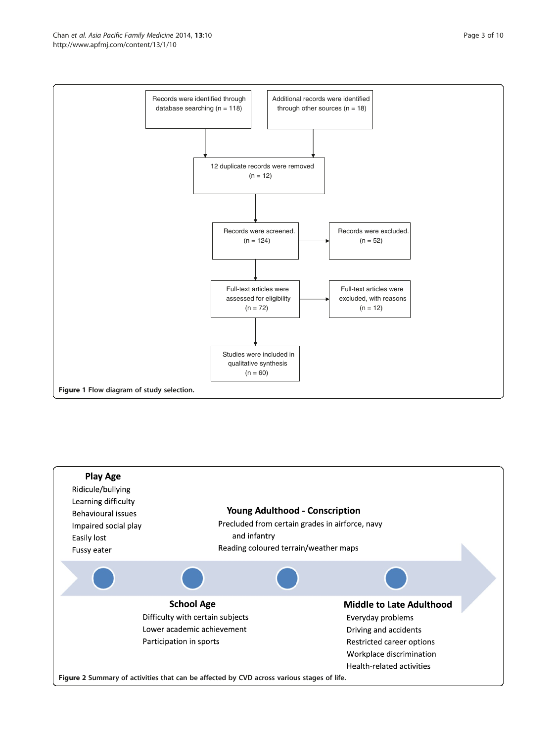Records were identified through database searching (n = 118)

Additional records were identified through other sources (n = 18)

12 duplicate records were removed (n = 12)

Records were screened. (n = 124)

Records were excluded. (n = 52)

Full-text articles were assessed for eligibility (n = 72)

Full-text articles were excluded, with reasons (n = 12)

Studies were included in qualitative synthesis (n = 60)

**Figure 1** Flow diagram of study selection.

**Play Age**

- Ridicule/bullying
- Learning difficulty
- Behavioural issues
- Impaired social play
- Easily lost
- Fussy eater

**School Age**

- Difficulty with certain subjects
- Lower academic achievement
- Participation in sports

**Young Adulthood - Conscription**

- Precluded from certain grades in airforce, navy and infantry
- Reading coloured terrain/weather maps

**Middle to Late Adulthood**

- Everyday problems
- Driving and accidents
- Restricted career options
- Workplace discrimination
- Health-related activities

**Figure 2** Summary of activities that can be affected by CVD across various stages of life.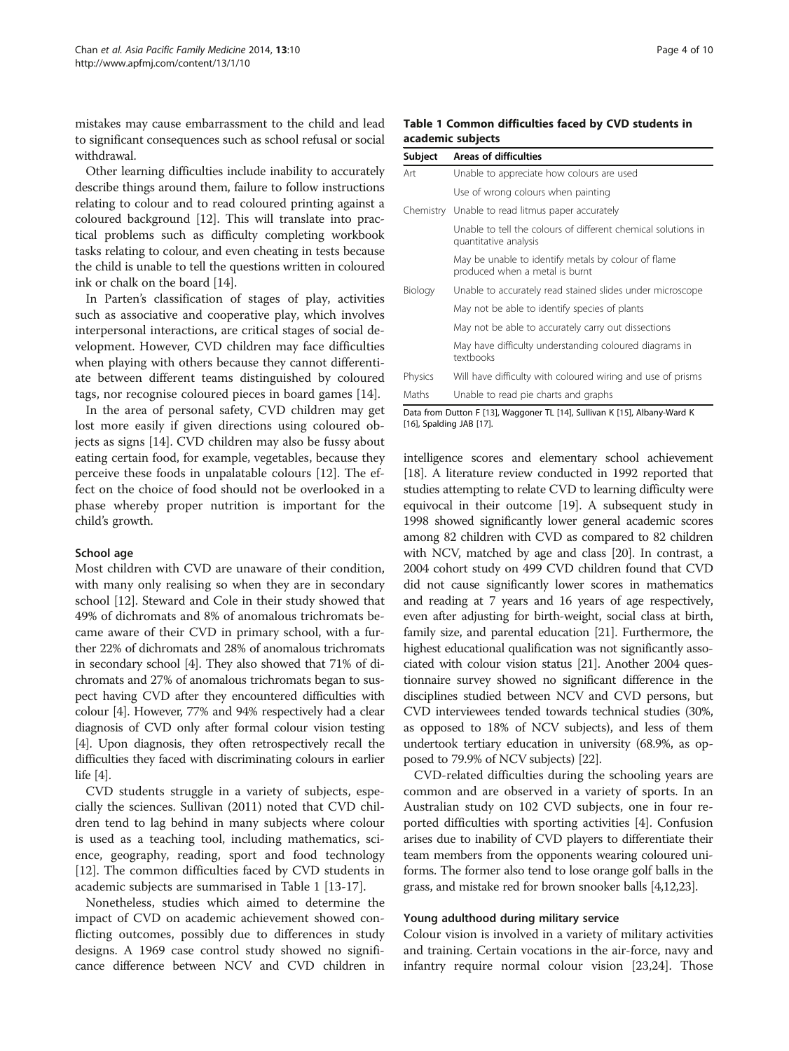mistakes may cause embarrassment to the child and lead to significant consequences such as school refusal or social withdrawal.

Other learning difficulties include inability to accurately describe things around them, failure to follow instructions relating to colour and to read coloured printing against a coloured background [12]. This will translate into practical problems such as difficulty completing workbook tasks relating to colour, and even cheating in tests because the child is unable to tell the questions written in coloured ink or chalk on the board [14].

In Parten's classification of stages of play, activities such as associative and cooperative play, which involves interpersonal interactions, are critical stages of social development. However, CVD children may face difficulties when playing with others because they cannot differentiate between different teams distinguished by coloured tags, nor recognise coloured pieces in board games [14].

In the area of personal safety, CVD children may get lost more easily if given directions using coloured objects as signs [14]. CVD children may also be fussy about eating certain food, for example, vegetables, because they perceive these foods in unpalatable colours [12]. The effect on the choice of food should not be overlooked in a phase whereby proper nutrition is important for the child's growth.

### School age

Most children with CVD are unaware of their condition, with many only realising so when they are in secondary school [12]. Steward and Cole in their study showed that 49% of dichromats and 8% of anomalous trichromats became aware of their CVD in primary school, with a further 22% of dichromats and 28% of anomalous trichromats in secondary school [4]. They also showed that 71% of dichromats and 27% of anomalous trichromats began to suspect having CVD after they encountered difficulties with colour [4]. However, 77% and 94% respectively had a clear diagnosis of CVD only after formal colour vision testing [4]. Upon diagnosis, they often retrospectively recall the difficulties they faced with discriminating colours in earlier life [4].

CVD students struggle in a variety of subjects, especially the sciences. Sullivan (2011) noted that CVD children tend to lag behind in many subjects where colour is used as a teaching tool, including mathematics, science, geography, reading, sport and food technology [12]. The common difficulties faced by CVD students in academic subjects are summarised in Table 1 [13-17].

**Table 1 Common difficulties faced by CVD students in academic subjects**

| Subject | Areas of difficulties |
|---|---|
| Art | Unable to appreciate how colours are used |
| | Use of wrong colours when painting |
| Chemistry | Unable to read litmus paper accurately |
| | Unable to tell the colours of different chemical solutions in quantitative analysis |
| | May be unable to identify metals by colour of flame produced when a metal is burnt |
| Biology | Unable to accurately read stained slides under microscope |
| | May not be able to identify species of plants |
| | May not be able to accurately carry out dissections |
| | May have difficulty understanding coloured diagrams in textbooks |
| Physics | Will have difficulty with coloured wiring and use of prisms |
| Maths | Unable to read pie charts and graphs |

Data from Dutton F [13], Waggoner TL [14], Sullivan K [15], Albany-Ward K [16], Spalding JAB [17].

Nonetheless, studies which aimed to determine the impact of CVD on academic achievement showed conflicting outcomes, possibly due to differences in study designs. A 1969 case control study showed no significance difference between NCV and CVD children in intelligence scores and elementary school achievement [18]. A literature review conducted in 1992 reported that studies attempting to relate CVD to learning difficulty were equivocal in their outcome [19]. A subsequent study in 1998 showed significantly lower general academic scores among 82 children with CVD as compared to 82 children with NCV, matched by age and class [20]. In contrast, a 2004 cohort study on 499 CVD children found that CVD did not cause significantly lower scores in mathematics and reading at 7 years and 16 years of age respectively, even after adjusting for birth-weight, social class at birth, family size, and parental education [21]. Furthermore, the highest educational qualification was not significantly associated with colour vision status [21]. Another 2004 questionnaire survey showed no significant difference in the disciplines studied between NCV and CVD persons, but CVD interviewees tended towards technical studies (30%, as opposed to 18% of NCV subjects), and less of them undertook tertiary education in university (68.9%, as opposed to 79.9% of NCV subjects) [22].

CVD-related difficulties during the schooling years are common and are observed in a variety of sports. In an Australian study on 102 CVD subjects, one in four reported difficulties with sporting activities [4]. Confusion arises due to inability of CVD players to differentiate their team members from the opponents wearing coloured uniforms. The former also tend to lose orange golf balls in the grass, and mistake red for brown snooker balls [4,12,23].

### Young adulthood during military service

Colour vision is involved in a variety of military activities and training. Certain vocations in the air-force, navy and infantry require normal colour vision [23,24]. Those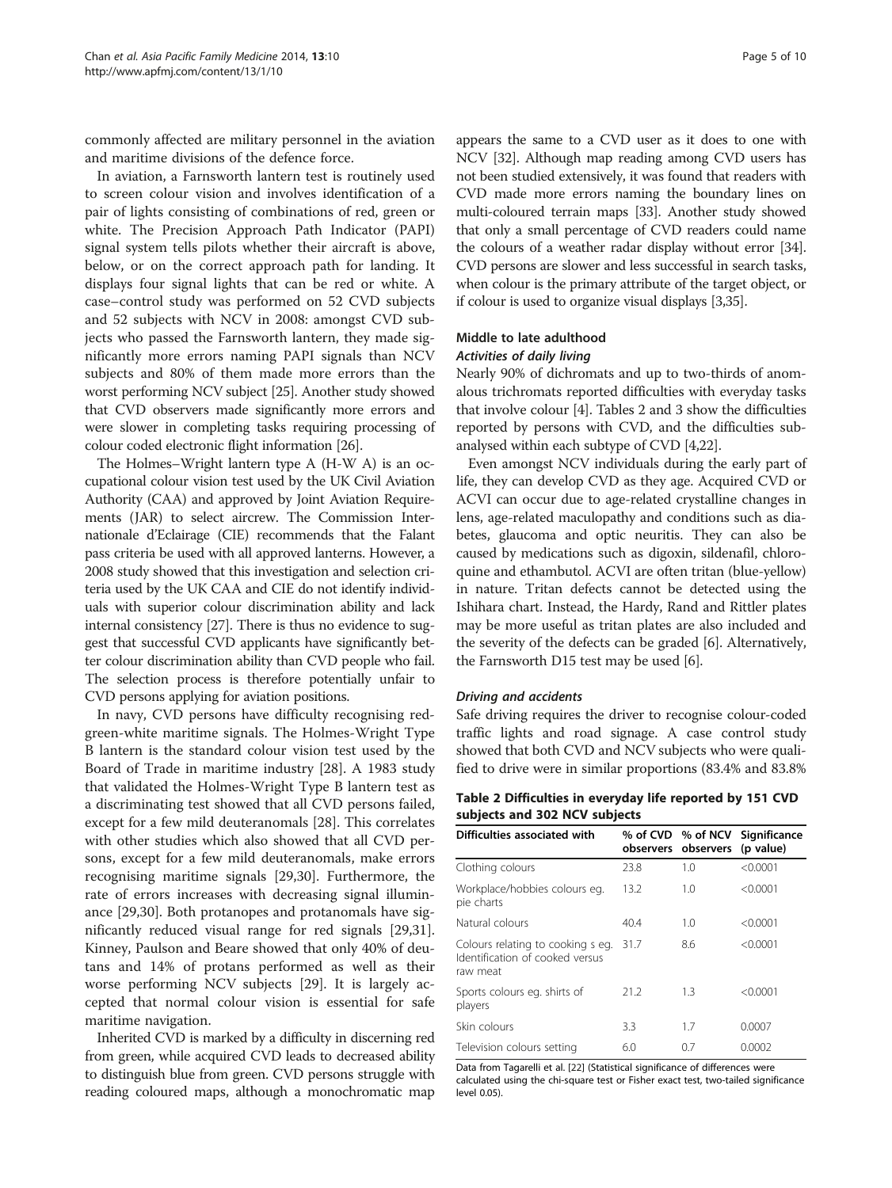commonly affected are military personnel in the aviation and maritime divisions of the defence force.

In aviation, a Farnsworth lantern test is routinely used to screen colour vision and involves identification of a pair of lights consisting of combinations of red, green or white. The Precision Approach Path Indicator (PAPI) signal system tells pilots whether their aircraft is above, below, or on the correct approach path for landing. It displays four signal lights that can be red or white. A case–control study was performed on 52 CVD subjects and 52 subjects with NCV in 2008: amongst CVD subjects who passed the Farnsworth lantern, they made significantly more errors naming PAPI signals than NCV subjects and 80% of them made more errors than the worst performing NCV subject [25]. Another study showed that CVD observers made significantly more errors and were slower in completing tasks requiring processing of colour coded electronic flight information [26].

The Holmes–Wright lantern type A (H-W A) is an occupational colour vision test used by the UK Civil Aviation Authority (CAA) and approved by Joint Aviation Requirements (JAR) to select aircrew. The Commission Internationale d'Eclairage (CIE) recommends that the Falant pass criteria be used with all approved lanterns. However, a 2008 study showed that this investigation and selection criteria used by the UK CAA and CIE do not identify individuals with superior colour discrimination ability and lack internal consistency [27]. There is thus no evidence to suggest that successful CVD applicants have significantly better colour discrimination ability than CVD people who fail. The selection process is therefore potentially unfair to CVD persons applying for aviation positions.

In navy, CVD persons have difficulty recognising red-green-white maritime signals. The Holmes-Wright Type B lantern is the standard colour vision test used by the Board of Trade in maritime industry [28]. A 1983 study that validated the Holmes-Wright Type B lantern test as a discriminating test showed that all CVD persons failed, except for a few mild deuteranomals [28]. This correlates with other studies which also showed that all CVD persons, except for a few mild deuteranomals, make errors recognising maritime signals [29,30]. Furthermore, the rate of errors increases with decreasing signal illuminance [29,30]. Both protanopes and protanomals have significantly reduced visual range for red signals [29,31]. Kinney, Paulson and Beare showed that only 40% of deutans and 14% of protans performed as well as their worse performing NCV subjects [29]. It is largely accepted that normal colour vision is essential for safe maritime navigation.

Inherited CVD is marked by a difficulty in discerning red from green, while acquired CVD leads to decreased ability to distinguish blue from green. CVD persons struggle with reading coloured maps, although a monochromatic map appears the same to a CVD user as it does to one with NCV [32]. Although map reading among CVD users has not been studied extensively, it was found that readers with CVD made more errors naming the boundary lines on multi-coloured terrain maps [33]. Another study showed that only a small percentage of CVD readers could name the colours of a weather radar display without error [34]. CVD persons are slower and less successful in search tasks, when colour is the primary attribute of the target object, or if colour is used to organize visual displays [3,35].

## Middle to late adulthood

### *Activities of daily living*

Nearly 90% of dichromats and up to two-thirds of anomalous trichromats reported difficulties with everyday tasks that involve colour [4]. Tables 2 and 3 show the difficulties reported by persons with CVD, and the difficulties sub-analysed within each subtype of CVD [4,22].

Even amongst NCV individuals during the early part of life, they can develop CVD as they age. Acquired CVD or ACVI can occur due to age-related crystalline changes in lens, age-related maculopathy and conditions such as diabetes, glaucoma and optic neuritis. They can also be caused by medications such as digoxin, sildenafil, chloroquine and ethambutol. ACVI are often tritan (blue-yellow) in nature. Tritan defects cannot be detected using the Ishihara chart. Instead, the Hardy, Rand and Rittler plates may be more useful as tritan plates are also included and the severity of the defects can be graded [6]. Alternatively, the Farnsworth D15 test may be used [6].

### *Driving and accidents*

Safe driving requires the driver to recognise colour-coded traffic lights and road signage. A case control study showed that both CVD and NCV subjects who were qualified to drive were in similar proportions (83.4% and 83.8%

**Table 2 Difficulties in everyday life reported by 151 CVD subjects and 302 NCV subjects**

| Difficulties associated with | % of CVD observers | % of NCV observers | Significance (p value) |
|---|---|---|---|
| Clothing colours | 23.8 | 1.0 | <0.0001 |
| Workplace/hobbies colours eg. pie charts | 13.2 | 1.0 | <0.0001 |
| Natural colours | 40.4 | 1.0 | <0.0001 |
| Colours relating to cooking s eg. Identification of cooked versus raw meat | 31.7 | 8.6 | <0.0001 |
| Sports colours eg. shirts of players | 21.2 | 1.3 | <0.0001 |
| Skin colours | 3.3 | 1.7 | 0.0007 |
| Television colours setting | 6.0 | 0.7 | 0.0002 |

Data from Tagarelli et al. [22] (Statistical significance of differences were calculated using the chi-square test or Fisher exact test, two-tailed significance level 0.05).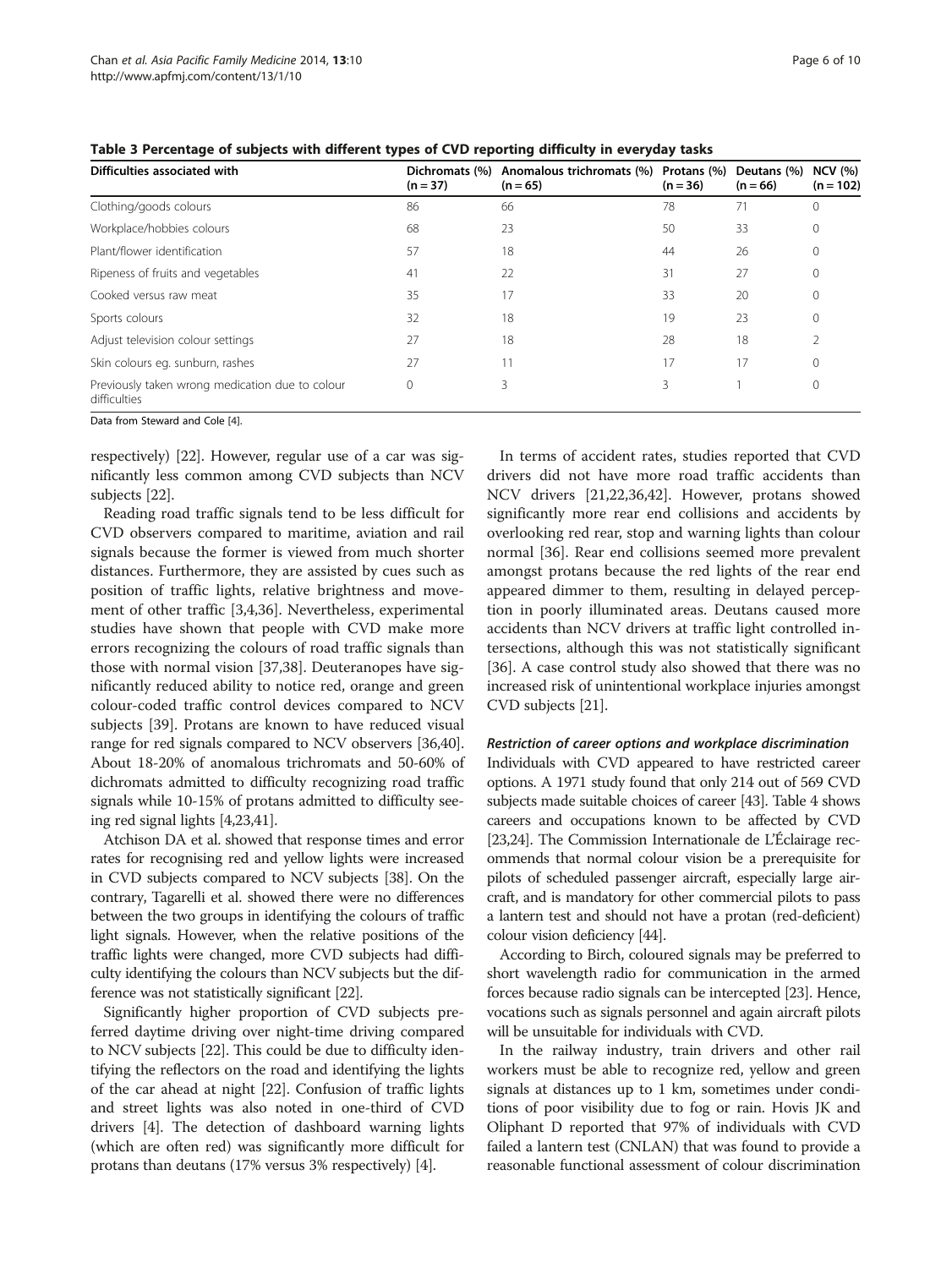**Table 3 Percentage of subjects with different types of CVD reporting difficulty in everyday tasks**

| Difficulties associated with | Dichromats (%) (n = 37) | Anomalous trichromats (%) (n = 65) | Protans (%) (n = 36) | Deutans (%) (n = 66) | NCV (%) (n = 102) |
|---|---|---|---|---|---|
| Clothing/goods colours | 86 | 66 | 78 | 71 | 0 |
| Workplace/hobbies colours | 68 | 23 | 50 | 33 | 0 |
| Plant/flower identification | 57 | 18 | 44 | 26 | 0 |
| Ripeness of fruits and vegetables | 41 | 22 | 31 | 27 | 0 |
| Cooked versus raw meat | 35 | 17 | 33 | 20 | 0 |
| Sports colours | 32 | 18 | 19 | 23 | 0 |
| Adjust television colour settings | 27 | 18 | 28 | 18 | 2 |
| Skin colours eg. sunburn, rashes | 27 | 11 | 17 | 17 | 0 |
| Previously taken wrong medication due to colour difficulties | 0 | 3 | 3 | 1 | 0 |

Data from Steward and Cole [4].

respectively) [22]. However, regular use of a car was significantly less common among CVD subjects than NCV subjects [22].

Reading road traffic signals tend to be less difficult for CVD observers compared to maritime, aviation and rail signals because the former is viewed from much shorter distances. Furthermore, they are assisted by cues such as position of traffic lights, relative brightness and movement of other traffic [3,4,36]. Nevertheless, experimental studies have shown that people with CVD make more errors recognizing the colours of road traffic signals than those with normal vision [37,38]. Deuteranopes have significantly reduced ability to notice red, orange and green colour-coded traffic control devices compared to NCV subjects [39]. Protans are known to have reduced visual range for red signals compared to NCV observers [36,40]. About 18-20% of anomalous trichromats and 50-60% of dichromats admitted to difficulty recognizing road traffic signals while 10-15% of protans admitted to difficulty seeing red signal lights [4,23,41].

Atchison DA et al. showed that response times and error rates for recognising red and yellow lights were increased in CVD subjects compared to NCV subjects [38]. On the contrary, Tagarelli et al. showed there were no differences between the two groups in identifying the colours of traffic light signals. However, when the relative positions of the traffic lights were changed, more CVD subjects had difficulty identifying the colours than NCV subjects but the difference was not statistically significant [22].

Significantly higher proportion of CVD subjects preferred daytime driving over night-time driving compared to NCV subjects [22]. This could be due to difficulty identifying the reflectors on the road and identifying the lights of the car ahead at night [22]. Confusion of traffic lights and street lights was also noted in one-third of CVD drivers [4]. The detection of dashboard warning lights (which are often red) was significantly more difficult for protans than deutans (17% versus 3% respectively) [4].

In terms of accident rates, studies reported that CVD drivers did not have more road traffic accidents than NCV drivers [21,22,36,42]. However, protans showed significantly more rear end collisions and accidents by overlooking red rear, stop and warning lights than colour normal [36]. Rear end collisions seemed more prevalent amongst protans because the red lights of the rear end appeared dimmer to them, resulting in delayed perception in poorly illuminated areas. Deutans caused more accidents than NCV drivers at traffic light controlled intersections, although this was not statistically significant [36]. A case control study also showed that there was no increased risk of unintentional workplace injuries amongst CVD subjects [21].

#### *Restriction of career options and workplace discrimination*

Individuals with CVD appeared to have restricted career options. A 1971 study found that only 214 out of 569 CVD subjects made suitable choices of career [43]. Table 4 shows careers and occupations known to be affected by CVD [23,24]. The Commission Internationale de L'Éclairage recommends that normal colour vision be a prerequisite for pilots of scheduled passenger aircraft, especially large aircraft, and is mandatory for other commercial pilots to pass a lantern test and should not have a protan (red-deficient) colour vision deficiency [44].

According to Birch, coloured signals may be preferred to short wavelength radio for communication in the armed forces because radio signals can be intercepted [23]. Hence, vocations such as signals personnel and again aircraft pilots will be unsuitable for individuals with CVD.

In the railway industry, train drivers and other rail workers must be able to recognize red, yellow and green signals at distances up to 1 km, sometimes under conditions of poor visibility due to fog or rain. Hovis JK and Oliphant D reported that 97% of individuals with CVD failed a lantern test (CNLAN) that was found to provide a reasonable functional assessment of colour discrimination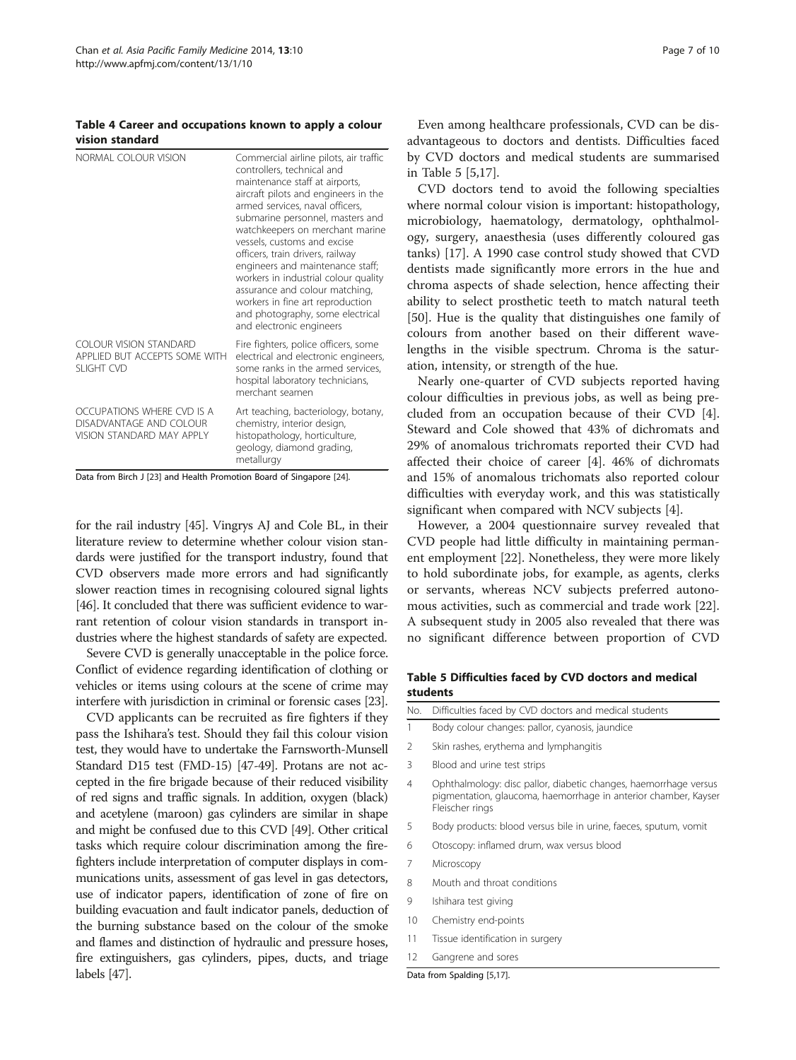**Table 4 Career and occupations known to apply a colour vision standard**

| | |
|---|---|
| NORMAL COLOUR VISION | Commercial airline pilots, air traffic controllers, technical and maintenance staff at airports, aircraft pilots and engineers in the armed services, naval officers, submarine personnel, masters and watchkeepers on merchant marine vessels, customs and excise officers, train drivers, railway engineers and maintenance staff; workers in industrial colour quality assurance and colour matching, workers in fine art reproduction and photography, some electrical and electronic engineers |
| COLOUR VISION STANDARD APPLIED BUT ACCEPTS SOME WITH SLIGHT CVD | Fire fighters, police officers, some electrical and electronic engineers, some ranks in the armed services, hospital laboratory technicians, merchant seamen |
| OCCUPATIONS WHERE CVD IS A DISADVANTAGE AND COLOUR VISION STANDARD MAY APPLY | Art teaching, bacteriology, botany, chemistry, interior design, histopathology, horticulture, geology, diamond grading, metallurgy |

Data from Birch J [23] and Health Promotion Board of Singapore [24].

for the rail industry [45]. Vingrys AJ and Cole BL, in their literature review to determine whether colour vision standards were justified for the transport industry, found that CVD observers made more errors and had significantly slower reaction times in recognising coloured signal lights [46]. It concluded that there was sufficient evidence to warrant retention of colour vision standards in transport industries where the highest standards of safety are expected.

Severe CVD is generally unacceptable in the police force. Conflict of evidence regarding identification of clothing or vehicles or items using colours at the scene of crime may interfere with jurisdiction in criminal or forensic cases [23].

CVD applicants can be recruited as fire fighters if they pass the Ishihara's test. Should they fail this colour vision test, they would have to undertake the Farnsworth-Munsell Standard D15 test (FMD-15) [47-49]. Protans are not accepted in the fire brigade because of their reduced visibility of red signs and traffic signals. In addition, oxygen (black) and acetylene (maroon) gas cylinders are similar in shape and might be confused due to this CVD [49]. Other critical tasks which require colour discrimination among the firefighters include interpretation of computer displays in communications units, assessment of gas level in gas detectors, use of indicator papers, identification of zone of fire on building evacuation and fault indicator panels, deduction of the burning substance based on the colour of the smoke and flames and distinction of hydraulic and pressure hoses, fire extinguishers, gas cylinders, pipes, ducts, and triage labels [47].

Even among healthcare professionals, CVD can be disadvantageous to doctors and dentists. Difficulties faced by CVD doctors and medical students are summarised in Table 5 [5,17].

CVD doctors tend to avoid the following specialties where normal colour vision is important: histopathology, microbiology, haematology, dermatology, ophthalmology, surgery, anaesthesia (uses differently coloured gas tanks) [17]. A 1990 case control study showed that CVD dentists made significantly more errors in the hue and chroma aspects of shade selection, hence affecting their ability to select prosthetic teeth to match natural teeth [50]. Hue is the quality that distinguishes one family of colours from another based on their different wavelengths in the visible spectrum. Chroma is the saturation, intensity, or strength of the hue.

Nearly one-quarter of CVD subjects reported having colour difficulties in previous jobs, as well as being precluded from an occupation because of their CVD [4]. Steward and Cole showed that 43% of dichromats and 29% of anomalous trichromats reported their CVD had affected their choice of career [4]. 46% of dichromats and 15% of anomalous trichomats also reported colour difficulties with everyday work, and this was statistically significant when compared with NCV subjects [4].

However, a 2004 questionnaire survey revealed that CVD people had little difficulty in maintaining permanent employment [22]. Nonetheless, they were more likely to hold subordinate jobs, for example, as agents, clerks or servants, whereas NCV subjects preferred autonomous activities, such as commercial and trade work [22]. A subsequent study in 2005 also revealed that there was no significant difference between proportion of CVD

**Table 5 Difficulties faced by CVD doctors and medical students**

| No. | Difficulties faced by CVD doctors and medical students |
|---|---|
| 1 | Body colour changes: pallor, cyanosis, jaundice |
| 2 | Skin rashes, erythema and lymphangitis |
| 3 | Blood and urine test strips |
| 4 | Ophthalmology: disc pallor, diabetic changes, haemorrhage versus pigmentation, glaucoma, haemorrhage in anterior chamber, Kayser Fleischer rings |
| 5 | Body products: blood versus bile in urine, faeces, sputum, vomit |
| 6 | Otoscopy: inflamed drum, wax versus blood |
| 7 | Microscopy |
| 8 | Mouth and throat conditions |
| 9 | Ishihara test giving |
| 10 | Chemistry end-points |
| 11 | Tissue identification in surgery |
| 12 | Gangrene and sores |

Data from Spalding [5,17].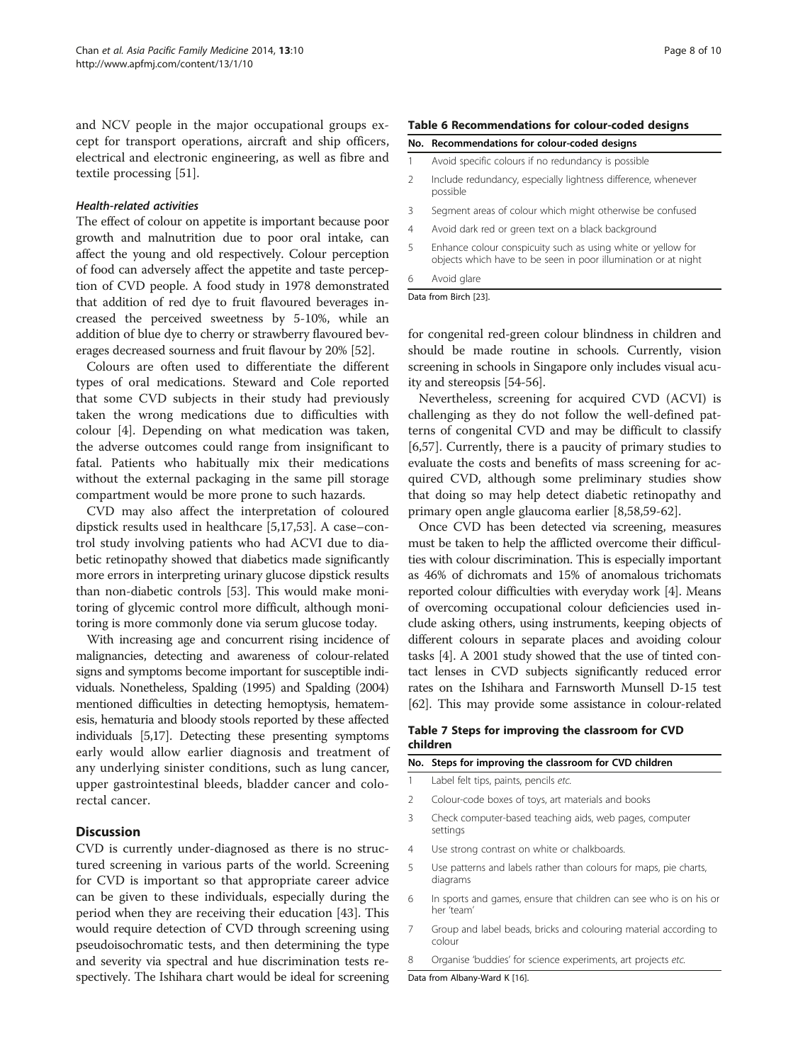and NCV people in the major occupational groups except for transport operations, aircraft and ship officers, electrical and electronic engineering, as well as fibre and textile processing [51].

#### *Health-related activities*

The effect of colour on appetite is important because poor growth and malnutrition due to poor oral intake, can affect the young and old respectively. Colour perception of food can adversely affect the appetite and taste perception of CVD people. A food study in 1978 demonstrated that addition of red dye to fruit flavoured beverages increased the perceived sweetness by 5-10%, while an addition of blue dye to cherry or strawberry flavoured beverages decreased sourness and fruit flavour by 20% [52].

Colours are often used to differentiate the different types of oral medications. Steward and Cole reported that some CVD subjects in their study had previously taken the wrong medications due to difficulties with colour [4]. Depending on what medication was taken, the adverse outcomes could range from insignificant to fatal. Patients who habitually mix their medications without the external packaging in the same pill storage compartment would be more prone to such hazards.

CVD may also affect the interpretation of coloured dipstick results used in healthcare [5,17,53]. A case–control study involving patients who had ACVI due to diabetic retinopathy showed that diabetics made significantly more errors in interpreting urinary glucose dipstick results than non-diabetic controls [53]. This would make monitoring of glycemic control more difficult, although monitoring is more commonly done via serum glucose today.

With increasing age and concurrent rising incidence of malignancies, detecting and awareness of colour-related signs and symptoms become important for susceptible individuals. Nonetheless, Spalding (1995) and Spalding (2004) mentioned difficulties in detecting hemoptysis, hematemesis, hematuria and bloody stools reported by these affected individuals [5,17]. Detecting these presenting symptoms early would allow earlier diagnosis and treatment of any underlying sinister conditions, such as lung cancer, upper gastrointestinal bleeds, bladder cancer and colorectal cancer.

## Discussion

CVD is currently under-diagnosed as there is no structured screening in various parts of the world. Screening for CVD is important so that appropriate career advice can be given to these individuals, especially during the period when they are receiving their education [43]. This would require detection of CVD through screening using pseudoisochromatic tests, and then determining the type and severity via spectral and hue discrimination tests respectively. The Ishihara chart would be ideal for screening for congenital red-green colour blindness in children and should be made routine in schools. Currently, vision screening in schools in Singapore only includes visual acuity and stereopsis [54-56].

**Table 6 Recommendations for colour-coded designs**

| No. | Recommendations for colour-coded designs |
|---|---|
| 1 | Avoid specific colours if no redundancy is possible |
| 2 | Include redundancy, especially lightness difference, whenever possible |
| 3 | Segment areas of colour which might otherwise be confused |
| 4 | Avoid dark red or green text on a black background |
| 5 | Enhance colour conspicuity such as using white or yellow for objects which have to be seen in poor illumination or at night |
| 6 | Avoid glare |

Data from Birch [23].

Nevertheless, screening for acquired CVD (ACVI) is challenging as they do not follow the well-defined patterns of congenital CVD and may be difficult to classify [6,57]. Currently, there is a paucity of primary studies to evaluate the costs and benefits of mass screening for acquired CVD, although some preliminary studies show that doing so may help detect diabetic retinopathy and primary open angle glaucoma earlier [8,58,59-62].

Once CVD has been detected via screening, measures must be taken to help the afflicted overcome their difficulties with colour discrimination. This is especially important as 46% of dichromats and 15% of anomalous trichomats reported colour difficulties with everyday work [4]. Means of overcoming occupational colour deficiencies used include asking others, using instruments, keeping objects of different colours in separate places and avoiding colour tasks [4]. A 2001 study showed that the use of tinted contact lenses in CVD subjects significantly reduced error rates on the Ishihara and Farnsworth Munsell D-15 test [62]. This may provide some assistance in colour-related

**Table 7 Steps for improving the classroom for CVD children**

| No. | Steps for improving the classroom for CVD children |
|---|---|
| 1 | Label felt tips, paints, pencils *etc.* |
| 2 | Colour-code boxes of toys, art materials and books |
| 3 | Check computer-based teaching aids, web pages, computer settings |
| 4 | Use strong contrast on white or chalkboards. |
| 5 | Use patterns and labels rather than colours for maps, pie charts, diagrams |
| 6 | In sports and games, ensure that children can see who is on his or her 'team' |
| 7 | Group and label beads, bricks and colouring material according to colour |
| 8 | Organise 'buddies' for science experiments, art projects *etc.* |

Data from Albany-Ward K [16].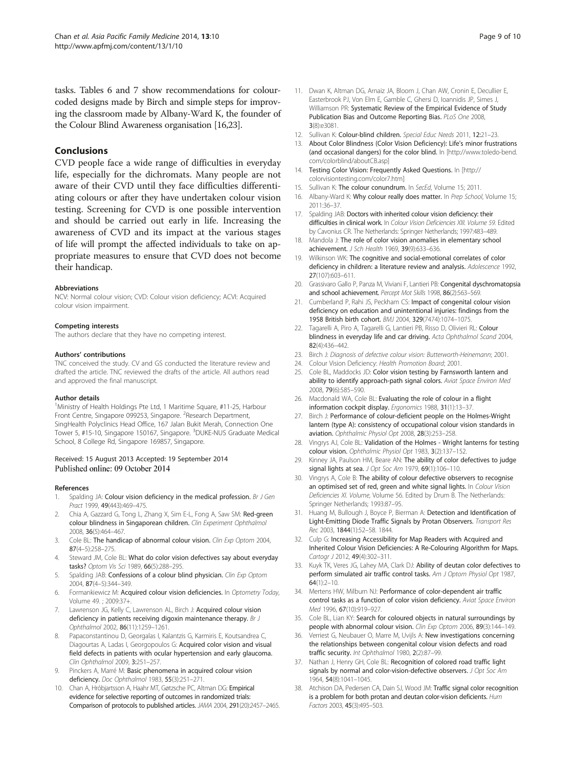tasks. Tables 6 and 7 show recommendations for colour-coded designs made by Birch and simple steps for improving the classroom made by Albany-Ward K, the founder of the Colour Blind Awareness organisation [16,23].

## Conclusions

CVD people face a wide range of difficulties in everyday life, especially for the dichromats. Many people are not aware of their CVD until they face difficulties differentiating colours or after they have undertaken colour vision testing. Screening for CVD is one possible intervention and should be carried out early in life. Increasing the awareness of CVD and its impact at the various stages of life will prompt the affected individuals to take on appropriate measures to ensure that CVD does not become their handicap.

#### Abbreviations

NCV: Normal colour vision; CVD: Colour vision deficiency; ACVI: Acquired colour vision impairment.

#### Competing interests

The authors declare that they have no competing interest.

#### Authors' contributions

TNC conceived the study. CV and GS conducted the literature review and drafted the article. TNC reviewed the drafts of the article. All authors read and approved the final manuscript.

#### Author details

[1]Ministry of Health Holdings Pte Ltd, 1 Maritime Square, #11-25, Harbour Front Centre, Singapore 099253, Singapore. [2]Research Department, SingHealth Polyclinics Head Office, 167 Jalan Bukit Merah, Connection One Tower 5, #15-10, Singapore 150167, Singapore. [3]DUKE-NUS Graduate Medical School, 8 College Rd, Singapore 169857, Singapore.

Received: 15 August 2013 Accepted: 19 September 2014
Published online: 09 October 2014

#### References

1. Spalding JA: **Colour vision deficiency in the medical profession.** *Br J Gen Pract* 1999, **49**(443):469–475.
2. Chia A, Gazzard G, Tong L, Zhang X, Sim E-L, Fong A, Saw SM: **Red-green colour blindness in Singaporean children.** *Clin Experiment Ophthalmol* 2008, **36**(5):464–467.
3. Cole BL: **The handicap of abnormal colour vision.** *Clin Exp Optom* 2004, **87**(4–5):258–275.
4. Steward JM, Cole BL: **What do color vision defectives say about everyday tasks?** *Optom Vis Sci* 1989, **66**(5):288–295.
5. Spalding JAB: **Confessions of a colour blind physician.** *Clin Exp Optom* 2004, **87**(4–5):344–349.
6. Formankiewicz M: **Acquired colour vision deficiencies.** In *Optometry Today*, Volume 49. ; 2009:37+.
7. Lawrenson JG, Kelly C, Lawrenson AL, Birch J: **Acquired colour vision deficiency in patients receiving digoxin maintenance therapy.** *Br J Ophthalmol* 2002, **86**(11):1259–1261.
8. Papaconstantinou D, Georgalas I, Kalantzis G, Karmiris E, Koutsandrea C, Diagourtas A, Ladas I, Georgopoulos G: **Acquired color vision and visual field defects in patients with ocular hypertension and early glaucoma.** *Clin Ophthalmol* 2009, **3**:251–257.
9. Pinckers A, Marré M: **Basic phenomena in acquired colour vision deficiency.** *Doc Ophthalmol* 1983, **55**(3):251–271.
10. Chan A, Hróbjartsson A, Haahr MT, Gøtzsche PC, Altman DG: **Empirical evidence for selective reporting of outcomes in randomized trials: Comparison of protocols to published articles.** *JAMA* 2004, **291**(20):2457–2465.
11. Dwan K, Altman DG, Arnaiz JA, Bloom J, Chan AW, Cronin E, Decullier E, Easterbrook PJ, Von Elm E, Gamble C, Ghersi D, Ioannidis JP, Simes J, Williamson PR: **Systematic Review of the Empirical Evidence of Study Publication Bias and Outcome Reporting Bias.** *PLoS One* 2008, **3**(8):e3081.
12. Sullivan K: **Colour-blind children.** *Special Educ Needs* 2011, **12**:21–23.
13. **About Color Blindness (Color Vision Deficiency): Life's minor frustrations (and occasional dangers) for the color blind.** In [http://www.toledo-bend.com/colorblind/aboutCB.asp]
14. **Testing Color Vision: Frequently Asked Questions.** In [http://colorvisiontesting.com/color7.htm]
15. Sullivan K: **The colour conundrum.** In *SecEd*, Volume 15; 2011.
16. Albany-Ward K: **Why colour really does matter.** In *Prep School*, Volume 15; 2011:36–37.
17. Spalding JAB: **Doctors with inherited colour vision deficiency: their difficulties in clinical work.** In *Colour Vision Deficiencies XIII. Volume 59.* Edited by Cavonius CR. The Netherlands: Springer Netherlands; 1997:483–489.
18. Mandola J: **The role of color vision anomalies in elementary school achievement.** *J Sch Health* 1969, **39**(9):633–636.
19. Wilkinson WK: **The cognitive and social-emotional correlates of color deficiency in children: a literature review and analysis.** *Adolescence* 1992, **27**(107):603–611.
20. Grassivaro Gallo P, Panza M, Viviani F, Lantieri PB: **Congenital dyschromatopsia and school achievement.** *Percept Mot Skills* 1998, **86**(2):563–569.
21. Cumberland P, Rahi JS, Peckham CS: **Impact of congenital colour vision deficiency on education and unintentional injuries: findings from the 1958 British birth cohort.** *BMJ* 2004, **329**(7474):1074–1075.
22. Tagarelli A, Piro A, Tagarelli G, Lantieri PB, Risso D, Olivieri RL: **Colour blindness in everyday life and car driving.** *Acta Ophthalmol Scand* 2004, **82**(4):436–442.
23. Birch J: *Diagnosis of defective colour vision: Butterworth-Heinemann*; 2001.
24. Colour Vision Deficiency: *Health Promotion Board*; 2001.
25. Cole BL, Maddocks JD: **Color vision testing by Farnsworth lantern and ability to identify approach-path signal colors.** *Aviat Space Environ Med* 2008, **79**(6):585–590.
26. Macdonald WA, Cole BL: **Evaluating the role of colour in a flight information cockpit display.** *Ergonomics* 1988, **31**(1):13–37.
27. Birch J: **Performance of colour-deficient people on the Holmes-Wright lantern (type A): consistency of occupational colour vision standards in aviation.** *Ophthalmic Physiol Opt* 2008, **28**(3):253–258.
28. Vingrys AJ, Cole BL: **Validation of the Holmes - Wright lanterns for testing colour vision.** *Ophthalmic Physiol Opt* 1983, **3**(2):137–152.
29. Kinney JA, Paulson HM, Beare AN: **The ability of color defectives to judge signal lights at sea.** *J Opt Soc Am* 1979, **69**(1):106–110.
30. Vingrys A, Cole B: **The ability of colour defective observers to recognise an optimised set of red, green and white signal lights.** In *Colour Vision Deficiencies XI. Volume*, Volume 56. Edited by Drum B. The Netherlands: Springer Netherlands; 1993:87–95.
31. Huang M, Bullough J, Boyce P, Bierman A: **Detection and Identification of Light-Emitting Diode Traffic Signals by Protan Observers.** *Transport Res Rec* 2003, **1844**(1):52–58. 1844.
32. Culp G: **Increasing Accessibility for Map Readers with Acquired and Inherited Colour Vision Deficiencies: A Re-Colouring Algorithm for Maps.** *Cartogr J* 2012, **49**(4):302–311.
33. Kuyk TK, Veres JG, Lahey MA, Clark DJ: **Ability of deutan color defectives to perform simulated air traffic control tasks.** *Am J Optom Physiol Opt* 1987, **64**(1):2–10.
34. Mertens HW, Milburn NJ: **Performance of color-dependent air traffic control tasks as a function of color vision deficiency.** *Aviat Space Environ Med* 1996, **67**(10):919–927.
35. Cole BL, Lian KY: **Search for coloured objects in natural surroundings by people with abnormal colour vision.** *Clin Exp Optom* 2006, **89**(3):144–149.
36. Verriest G, Neubauer O, Marre M, Uvijls A: **New investigations concerning the relationships between congenital colour vision defects and road traffic security.** *Int Ophthalmol* 1980, **2**(2):87–99.
37. Nathan J, Henry GH, Cole BL: **Recognition of colored road traffic light signals by normal and color-vision-defective observers.** *J Opt Soc Am* 1964, **54**(8):1041–1045.
38. Atchison DA, Pedersen CA, Dain SJ, Wood JM: **Traffic signal color recognition is a problem for both protan and deutan color-vision deficients.** *Hum Factors* 2003, **45**(3):495–503.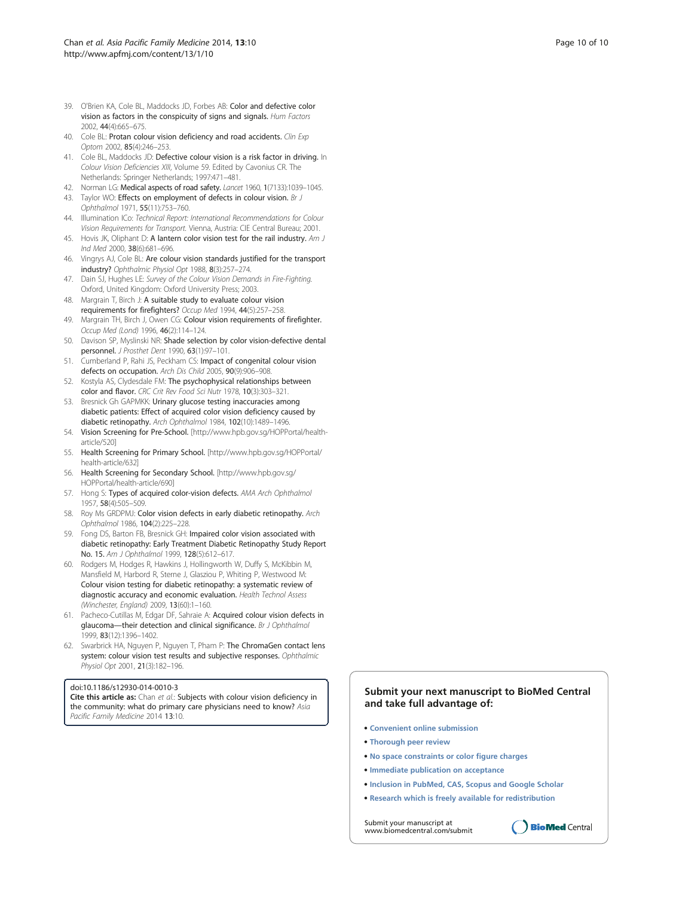39. O'Brien KA, Cole BL, Maddocks JD, Forbes AB: **Color and defective color vision as factors in the conspicuity of signs and signals.** *Hum Factors* 2002, **44**(4):665–675.
40. Cole BL: **Protan colour vision deficiency and road accidents.** *Clin Exp Optom* 2002, **85**(4):246–253.
41. Cole BL, Maddocks JD: **Defective colour vision is a risk factor in driving.** In *Colour Vision Deficiencies XIII*, Volume 59. Edited by Cavonius CR. The Netherlands: Springer Netherlands; 1997:471–481.
42. Norman LG: **Medical aspects of road safety.** *Lancet* 1960, **1**(7133):1039–1045.
43. Taylor WO: **Effects on employment of defects in colour vision.** *Br J Ophthalmol* 1971, **55**(11):753–760.
44. Illumination ICo: *Technical Report: International Recommendations for Colour Vision Requirements for Transport.* Vienna, Austria: CIE Central Bureau; 2001.
45. Hovis JK, Oliphant D: **A lantern color vision test for the rail industry.** *Am J Ind Med* 2000, **38**(6):681–696.
46. Vingrys AJ, Cole BL: **Are colour vision standards justified for the transport industry?** *Ophthalmic Physiol Opt* 1988, **8**(3):257–274.
47. Dain SJ, Hughes LE: *Survey of the Colour Vision Demands in Fire-Fighting.* Oxford, United Kingdom: Oxford University Press; 2003.
48. Margrain T, Birch J: **A suitable study to evaluate colour vision requirements for firefighters?** *Occup Med* 1994, **44**(5):257–258.
49. Margrain TH, Birch J, Owen CG: **Colour vision requirements of firefighter.** *Occup Med (Lond)* 1996, **46**(2):114–124.
50. Davison SP, Myslinski NR: **Shade selection by color vision-defective dental personnel.** *J Prosthet Dent* 1990, **63**(1):97–101.
51. Cumberland P, Rahi JS, Peckham CS: **Impact of congenital colour vision defects on occupation.** *Arch Dis Child* 2005, **90**(9):906–908.
52. Kostyla AS, Clydesdale FM: **The psychophysical relationships between color and flavor.** *CRC Crit Rev Food Sci Nutr* 1978, **10**(3):303–321.
53. Bresnick Gh GAPMKK: **Urinary glucose testing inaccuracies among diabetic patients: Effect of acquired color vision deficiency caused by diabetic retinopathy.** *Arch Ophthalmol* 1984, **102**(10):1489–1496.
54. **Vision Screening for Pre-School.** [http://www.hpb.gov.sg/HOPPortal/health-article/520]
55. **Health Screening for Primary School.** [http://www.hpb.gov.sg/HOPPortal/health-article/632]
56. **Health Screening for Secondary School.** [http://www.hpb.gov.sg/HOPPortal/health-article/690]
57. Hong S: **Types of acquired color-vision defects.** *AMA Arch Ophthalmol* 1957, **58**(4):505–509.
58. Roy Ms GRDPMJ: **Color vision defects in early diabetic retinopathy.** *Arch Ophthalmol* 1986, **104**(2):225–228.
59. Fong DS, Barton FB, Bresnick GH: **Impaired color vision associated with diabetic retinopathy: Early Treatment Diabetic Retinopathy Study Report No. 15.** *Am J Ophthalmol* 1999, **128**(5):612–617.
60. Rodgers M, Hodges R, Hawkins J, Hollingworth W, Duffy S, McKibbin M, Mansfield M, Harbord R, Sterne J, Glasziou P, Whiting P, Westwood M: **Colour vision testing for diabetic retinopathy: a systematic review of diagnostic accuracy and economic evaluation.** *Health Technol Assess (Winchester, England)* 2009, **13**(60):1–160.
61. Pacheco-Cutillas M, Edgar DF, Sahraie A: **Acquired colour vision defects in glaucoma—their detection and clinical significance.** *Br J Ophthalmol* 1999, **83**(12):1396–1402.
62. Swarbrick HA, Nguyen P, Nguyen T, Pham P: **The ChromaGen contact lens system: colour vision test results and subjective responses.** *Ophthalmic Physiol Opt* 2001, **21**(3):182–196.

doi:10.1186/s12930-014-0010-3

**Cite this article as:** Chan *et al.*: Subjects with colour vision deficiency in the community: what do primary care physicians need to know? *Asia Pacific Family Medicine* 2014 **13**:10.

**Submit your next manuscript to BioMed Central and take full advantage of:**

- **Convenient online submission**
- **Thorough peer review**
- **No space constraints or color figure charges**
- **Immediate publication on acceptance**
- **Inclusion in PubMed, CAS, Scopus and Google Scholar**
- **Research which is freely available for redistribution**

Submit your manuscript at
www.biomedcentral.com/submit

BioMed Central